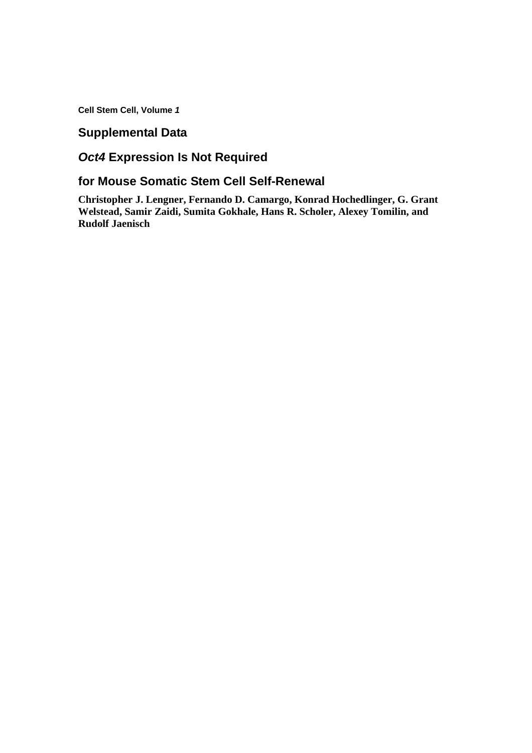**Cell Stem Cell, Volume *1***

## Supplemental Data

# *Oct4* Expression Is Not Required

# for Mouse Somatic Stem Cell Self-Renewal

**Christopher J. Lengner, Fernando D. Camargo, Konrad Hochedlinger, G. Grant Welstead, Samir Zaidi, Sumita Gokhale, Hans R. Scholer, Alexey Tomilin, and Rudolf Jaenisch**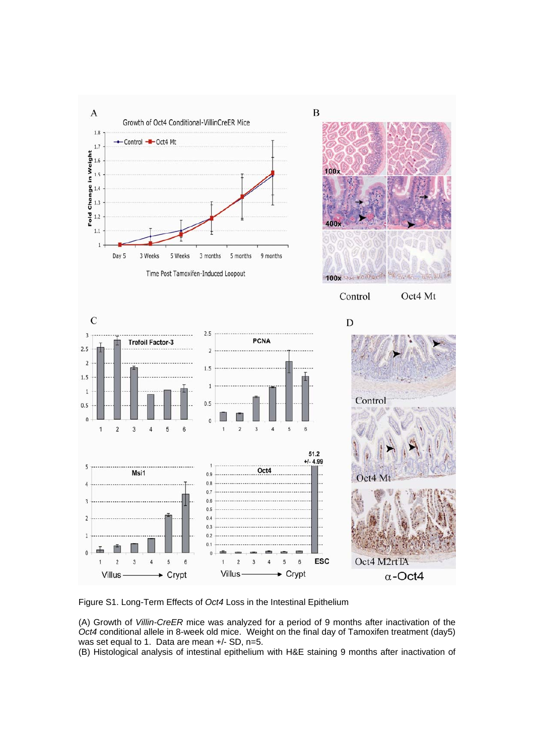Figure S1. Long-Term Effects of *Oct4* Loss in the Intestinal Epithelium

(A) Growth of *Villin-CreER* mice was analyzed for a period of 9 months after inactivation of the *Oct4* conditional allele in 8-week old mice. Weight on the final day of Tamoxifen treatment (day5) was set equal to 1. Data are mean +/- SD, n=5.

(B) Histological analysis of intestinal epithelium with H&E staining 9 months after inactivation of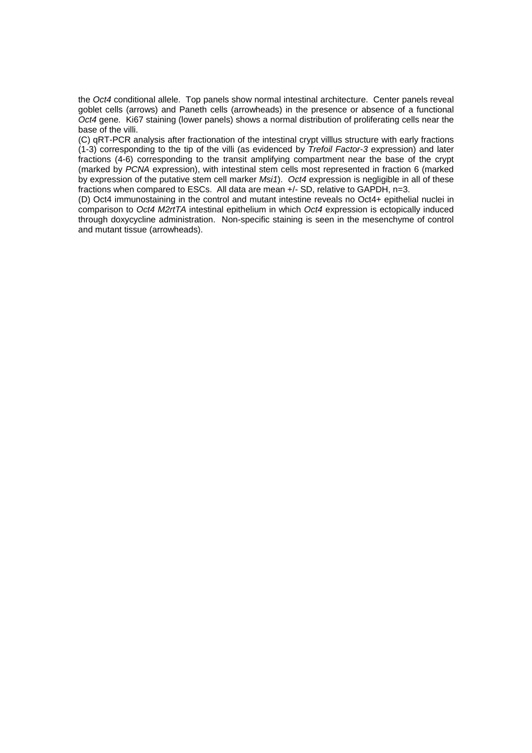the *Oct4* conditional allele. Top panels show normal intestinal architecture. Center panels reveal goblet cells (arrows) and Paneth cells (arrowheads) in the presence or absence of a functional *Oct4* gene. Ki67 staining (lower panels) shows a normal distribution of proliferating cells near the base of the villi.

(C) qRT-PCR analysis after fractionation of the intestinal crypt villlus structure with early fractions (1-3) corresponding to the tip of the villi (as evidenced by *Trefoil Factor-3* expression) and later fractions (4-6) corresponding to the transit amplifying compartment near the base of the crypt (marked by *PCNA* expression), with intestinal stem cells most represented in fraction 6 (marked by expression of the putative stem cell marker *Msi1*). *Oct4* expression is negligible in all of these fractions when compared to ESCs. All data are mean +/- SD, relative to GAPDH, n=3.

(D) Oct4 immunostaining in the control and mutant intestine reveals no Oct4+ epithelial nuclei in comparison to *Oct4 M2rtTA* intestinal epithelium in which *Oct4* expression is ectopically induced through doxycycline administration. Non-specific staining is seen in the mesenchyme of control and mutant tissue (arrowheads).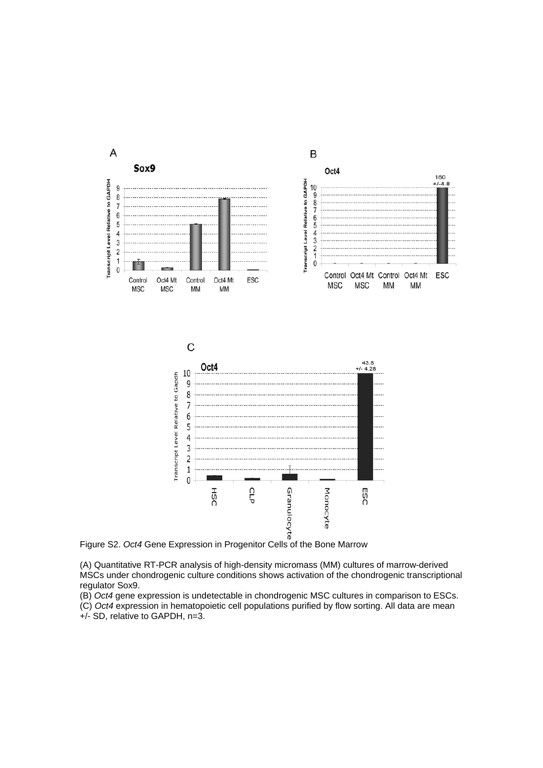Figure S2. *Oct4* Gene Expression in Progenitor Cells of the Bone Marrow

(A) Quantitative RT-PCR analysis of high-density micromass (MM) cultures of marrow-derived MSCs under chondrogenic culture conditions shows activation of the chondrogenic transcriptional regulator Sox9.
(B) *Oct4* gene expression is undetectable in chondrogenic MSC cultures in comparison to ESCs.
(C) *Oct4* expression in hematopoietic cell populations purified by flow sorting. All data are mean +/- SD, relative to GAPDH, n=3.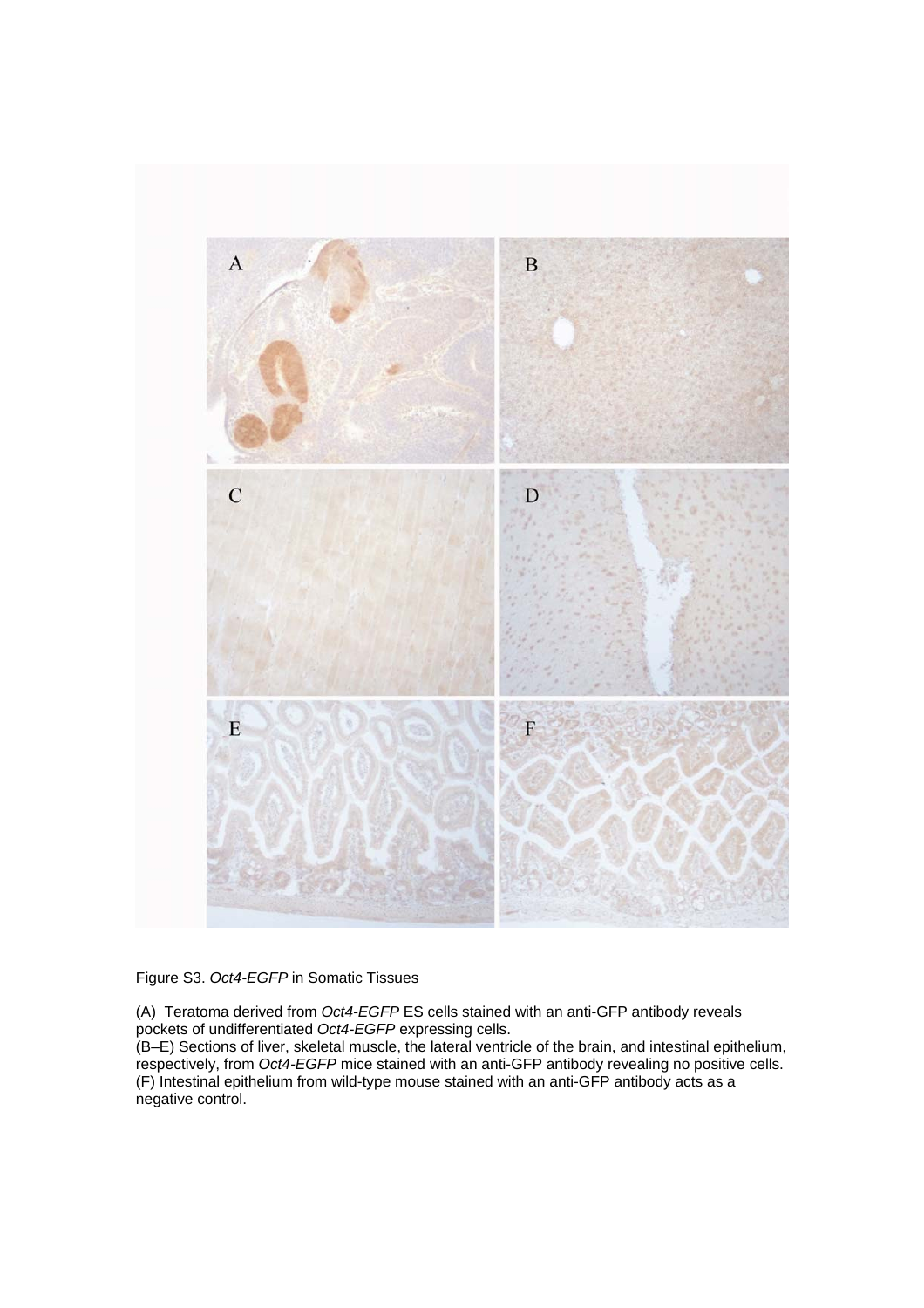Figure S3. *Oct4-EGFP* in Somatic Tissues

(A) Teratoma derived from *Oct4-EGFP* ES cells stained with an anti-GFP antibody reveals pockets of undifferentiated *Oct4-EGFP* expressing cells.
(B–E) Sections of liver, skeletal muscle, the lateral ventricle of the brain, and intestinal epithelium, respectively, from *Oct4-EGFP* mice stained with an anti-GFP antibody revealing no positive cells.
(F) Intestinal epithelium from wild-type mouse stained with an anti-GFP antibody acts as a negative control.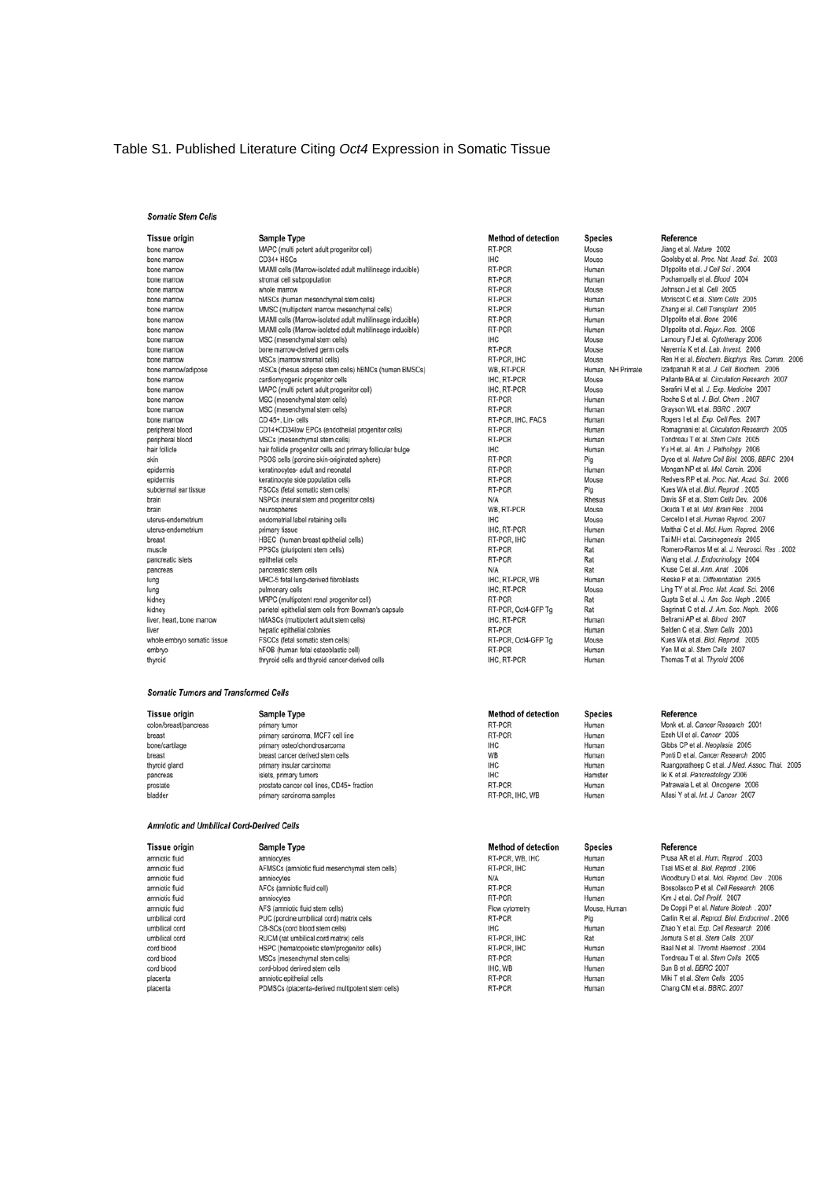Table S1. Published Literature Citing *Oct4* Expression in Somatic Tissue

***Somatic Stem Cells***

| Tissue origin | Sample Type | Method of detection | Species | Reference |
|---|---|---|---|---|
| bone marrow | MAPC (multi potent adult progenitor cell) | RT-PCR | Mouse | Jiang et al. *Nature* 2002 |
| bone marrow | CD34+ HSCs | IHC | Mouse | Goolsby et al. *Proc. Nat. Acad. Sci.* 2003 |
| bone marrow | MIAMI cells (Marrow-isolated adult multilineage inducible) | RT-PCR | Human | D'Ippolito et al. *J Cell Sci* . 2004 |
| bone marrow | stromal cell subpopulation | RT-PCR | Human | Pochampally et al. *Blood* 2004 |
| bone marrow | whole marrow | RT-PCR | Mouse | Johnson J et al. *Cell* 2005 |
| bone marrow | hMSCs (human mesenchymal stem cells) | RT-PCR | Human | Moriscot C et al. *Stem Cells* 2005 |
| bone marrow | MMSC (multipotent marrow mesenchymal cells) | RT-PCR | Human | Zhang et al. *Cell Transplant* 2005 |
| bone marrow | MIAMI cells (Marrow-isolated adult multilineage inducible) | RT-PCR | Human | D'Ippolito et al. *Bone* 2006 |
| bone marrow | MIAMI cells (Marrow-isolated adult multilineage inducible) | RT-PCR | Human | D'Ippolito et al. *Rejuv. Res.* 2006 |
| bone marrow | MSC (mesenchymal stem cells) | IHC | Mouse | Lamoury FJ et al. *Cytotherapy* 2006 |
| bone marrow | bone marrow-derived germ cells | RT-PCR | Mouse | Nayernia K et al. *Lab. Invest.* 2006 |
| bone marrow | MSCs (marrow stromal cells) | RT-PCR, IHC | Mouse | Ren H et al. *Biochem. Biophys. Res. Comm.* 2006 |
| bone marrow/adipose | rASCs (rhesus adipose stem cells) hBMCs (human BMSCs) | WB, RT-PCR | Human, NH Primate | Izadpanah R et al. *J. Cell. Biochem.* 2006 |
| bone marrow | cardiomyogenic progenitor cells | IHC, RT-PCR | Mouse | Pallante BA et al. *Circulation Research* 2007 |
| bone marrow | MAPC (multi potent adult progenitor cell) | IHC, RT-PCR | Mouse | Serafini M et al. *J. Exp. Medicine* 2007 |
| bone marrow | MSC (mesenchymal stem cells) | RT-PCR | Human | Roche S et al. *J. Biol. Chem* . 2007 |
| bone marrow | MSC (mesenchymal stem cells) | RT-PCR | Human | Grayson WL et al. *BBRC* . 2007 |
| bone marrow | CD45+, Lin- cells | RT-PCR, IHC, FACS | Human | Rogers I et al. *Exp. Cell Res.* 2007 |
| peripheral blood | CD14+CD34low EPCs (endothelial progenitor cells) | RT-PCR | Human | Romagnani et al. *Circulation Research* 2005 |
| peripheral blood | MSCs (mesenchymal stem cells) | RT-PCR | Human | Tondreau T et al. *Stem Cells* 2005 |
| hair follicle | hair follicle progenitor cells and primary follicular bulge | IHC | Human | Yu H et. al. *Am. J. Pathology* 2006 |
| skin | PSOS cells (porcine skin-originated sphere) | RT-PCR | Pig | Dyce et al. *Nature Cell Biol.* 2006, *BBRC* 2004 |
| epidermis | keratinocytes- adult and neonatal | RT-PCR | Human | Mongan NP et al. *Mol. Carcin.* 2006 |
| epidermis | keratinocyte side population cells | RT-PCR | Mouse | Redvers RP et al. *Proc. Nat. Acad. Sci.* 2006 |
| subdermal ear tissue | FSCCs (fetal somatic stem cells) | RT-PCR | Pig | Kues WA et al. *Biol. Reprod* . 2005 |
| brain | NSPCs (neural stem and progenitor cells) | N/A | Rhesus | Davis SF et al. *Stem Cells Dev.* 2006 |
| brain | neurospheres | WB, RT-PCR | Mouse | Okuda T et al. *Mol. Brain Res* . 2004 |
| uterus-endometrium | endometrial label retaining cells | IHC | Mouse | Cervello I et al. *Human Reprod.* 2007 |
| uterus-endometrium | primary tissue | IHC, RT-PCR | Human | Matthai C et al. *Mol. Hum. Reprod.* 2006 |
| breast | HBEC (human breast epithelial cells) | RT-PCR, IHC | Human | Tai MH et al. *Carcinogenesis* 2005 |
| muscle | PPSCs (pluripotent stem cells) | RT-PCR | Rat | Romero-Ramos M et al. *J. Neurosci. Res* . 2002 |
| pancreatic islets | epithelial cells | RT-PCR | Rat | Wang et al. *J. Endocrinology* 2004 |
| pancreas | pancreatic stem cells | N/A | Rat | Kruse C et al. *Ann. Anat* . 2006 |
| lung | MRC-5 fetal lung-derived fibroblasts | IHC, RT-PCR, WB | Human | Rieske P et al. *Differentiation* 2005 |
| lung | pulmonary cells | IHC, RT-PCR | Mouse | Ling TY et al. *Proc. Nat. Acad. Sci.* 2006 |
| kidney | MRPC (multipotent renal progenitor cell) | RT-PCR | Rat | Gupta S et al. *J. Am. Soc. Neph* . 2005 |
| kidney | parietal epithelial stem cells from Bowman's capsule | RT-PCR, Oct4-GFP Tg | Rat | Sagrinati C et al. *J. Am. Soc. Neph.* 2006 |
| liver, heart, bone marrow | hMASCs (multipotent adult stem cells) | IHC, RT-PCR | Human | Beltrami AP et al. *Blood* 2007 |
| liver | hepatic epithelial colonies | RT-PCR | Human | Selden C et al. *Stem Cells* 2003 |
| whole embryo somatic tissue | FSCCs (fetal somatic stem cells) | RT-PCR, Oct4-GFP Tg | Mouse | Kues WA et al. *Biol. Reprod.* 2005 |
| embryo | hFOB (human fetal osteoblastic cell) | RT-PCR | Human | Yen M et al. *Stem Cells* 2007 |
| thyroid | thryroid cells and thyroid cancer-derived cells | IHC, RT-PCR | Human | Thomas T et al. *Thyroid* 2006 |

***Somatic Tumors and Transformed Cells***

| Tissue origin | Sample Type | Method of detection | Species | Reference |
|---|---|---|---|---|
| colon/breast/pancreas | primary tumor | RT-PCR | Human | Monk et. al. *Cancer Research* 2001 |
| breast | primary carcinoma, MCF7 cell line | RT-PCR | Human | Ezeh UI et al. *Cancer* 2005 |
| bone/cartilage | primary osteo/chondrosarcoma | IHC | Human | Gibbs CP et al. *Neoplasia* 2005 |
| breast | breast cancer derived stem cells | WB | Human | Ponti D et al. *Cancer Research* 2005 |
| thyroid gland | primary insular carcinoma | IHC | Human | Ruangpratheep C et al. *J Med. Assoc. Thai.* 2005 |
| pancreas | islets, primary tumors | IHC | Hamster | Iki K et al. *Pancreatology* 2006 |
| prostate | prostate cancer cell lines, CD45+ fraction | RT-PCR | Human | Patrawala L et al. *Oncogene* 2006 |
| bladder | primary carcinoma samples | RT-PCR, IHC, WB | Human | Atlasi Y et al. *Int. J. Cancer* 2007 |

***Amniotic and Umbilical Cord-Derived Cells***

| Tissue origin | Sample Type | Method of detection | Species | Reference |
|---|---|---|---|---|
| amniotic fluid | amniocytes | RT-PCR, WB, IHC | Human | Prusa AR et al. *Hum. Reprod* . 2003 |
| amniotic fluid | AFMSCs (amniotic fluid mesenchymal stem cells) | RT-PCR, IHC | Human | Tsai MS et al. *Biol. Reprod* . 2006 |
| amniotic fluid | amniocytes | N/A | Human | Woodbury D et al. *Mol. Reprod. Dev* . 2006 |
| amniotic fluid | AFCs (amniotic fluid cell) | RT-PCR | Human | Bossolasco P et al. *Cell Research* 2006 |
| amniotic fluid | amniocytes | RT-PCR | Human | Kim J et al. *Cell Prolif.* 2007 |
| amniotic fluid | AFS (amniotic fluid stem cells) | Flow cytometry | Mouse, Human | De Coppi P et al. *Nature Biotech* . 2007 |
| umbilical cord | PUC (porcine umbilical cord) matrix cells | RT-PCR | Pig | Carlin R et al. *Reprod. Biol. Endocrinol* . 2006 |
| umbilical cord | CB-SCs (cord blood stem cells) | IHC | Human | Zhao Y et al. *Exp. Cell Research* 2006 |
| umbilical cord | RUCM (rat umbilical cord matrix) cells | RT-PCR, IHC | Rat | Jomura S et al. *Stem Cells* 2007 |
| cord blood | HSPC (hematopoietic stem/progenitor cells) | RT-PCR, IHC | Human | Baal N et al. *Thromb Haemost* . 2004 |
| cord blood | MSCs (mesenchymal stem cells) | RT-PCR | Human | Tondreau T et al. *Stem Cells* 2005 |
| cord blood | cord-blood derived stem cells | IHC, WB | Human | Sun B et al. *BBRC* 2007 |
| placenta | amniotic epithelial cells | RT-PCR | Human | Miki T et al. *Stem Cells* 2005 |
| placenta | PDMSCs (placenta-derived multipotent stem cells) | RT-PCR | Human | Chang CM et al. *BBRC.* 2007 |